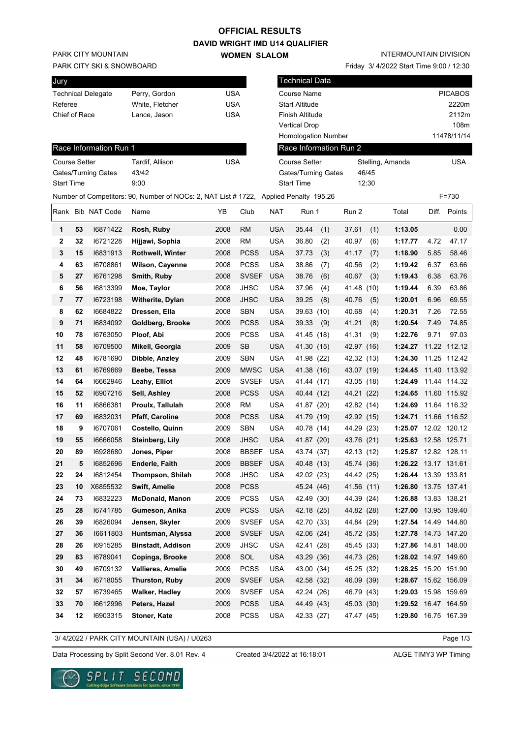# OFFICIAL RESULTS

## DAVID WRIGHT IMD U14 QUALIFIER

## WOMEN SLALOM

PARK CITY MOUNTAIN
PARK CITY SKI & SNOWBOARD

INTERMOUNTAIN DIVISION
Friday 3/ 4/2022 Start Time 9:00 / 12:30

| Jury | | |
|---|---|---|
| Technical Delegate | Perry, Gordon | USA |
| Referee | White, Fletcher | USA |
| Chief of Race | Lance, Jason | USA |

| Technical Data | |
|---|---|
| Course Name | PICABOS |
| Start Altitude | 2220m |
| Finish Altitude | 2112m |
| Vertical Drop | 108m |
| Homologation Number | 11478/11/14 |

| Race Information Run 1 | | |
|---|---|---|
| Course Setter | Tardif, Allison | USA |
| Gates/Turning Gates | 43/42 | |
| Start Time | 9:00 | |

| Race Information Run 2 | | |
|---|---|---|
| Course Setter | Stelling, Amanda | USA |
| Gates/Turning Gates | 46/45 | |
| Start Time | 12:30 | |

Number of Competitors: 90, Number of NOCs: 2, NAT List # 1722, Applied Penalty 195.26 F=730

| Rank | Bib | NAT Code | Name | YB | Club | NAT | Run 1 | Run 2 | Total | Diff. | Points |
|---|---|---|---|---|---|---|---|---|---|---|---|
| 1 | 53 | I6871422 | **Rosh, Ruby** | 2008 | RM | USA | 35.44 (1) | 37.61 (1) | **1:13.05** | | 0.00 |
| 2 | 32 | I6721228 | **Hijjawi, Sophia** | 2008 | RM | USA | 36.80 (2) | 40.97 (6) | **1:17.77** | 4.72 | 47.17 |
| 3 | 15 | I6831913 | **Rothwell, Winter** | 2008 | PCSS | USA | 37.73 (3) | 41.17 (7) | **1:18.90** | 5.85 | 58.46 |
| 4 | 63 | I6708861 | **Wilson, Cayenne** | 2008 | PCSS | USA | 38.86 (7) | 40.56 (2) | **1:19.42** | 6.37 | 63.66 |
| 5 | 27 | I6761298 | **Smith, Ruby** | 2008 | SVSEF | USA | 38.76 (6) | 40.67 (3) | **1:19.43** | 6.38 | 63.76 |
| 6 | 56 | I6813399 | **Moe, Taylor** | 2008 | JHSC | USA | 37.96 (4) | 41.48 (10) | **1:19.44** | 6.39 | 63.86 |
| 7 | 77 | I6723198 | **Witherite, Dylan** | 2008 | JHSC | USA | 39.25 (8) | 40.76 (5) | **1:20.01** | 6.96 | 69.55 |
| 8 | 62 | I6684822 | **Dressen, Ella** | 2008 | SBN | USA | 39.63 (10) | 40.68 (4) | **1:20.31** | 7.26 | 72.55 |
| 9 | 71 | I6834092 | **Goldberg, Brooke** | 2009 | PCSS | USA | 39.33 (9) | 41.21 (8) | **1:20.54** | 7.49 | 74.85 |
| 10 | 78 | I6763050 | **Ploof, Abi** | 2009 | PCSS | USA | 41.45 (18) | 41.31 (9) | **1:22.76** | 9.71 | 97.03 |
| 11 | 58 | I6709500 | **Mikell, Georgia** | 2009 | SB | USA | 41.30 (15) | 42.97 (16) | **1:24.27** | 11.22 | 112.12 |
| 12 | 48 | I6781690 | **Dibble, Anzley** | 2009 | SBN | USA | 41.98 (22) | 42.32 (13) | **1:24.30** | 11.25 | 112.42 |
| 13 | 61 | I6769669 | **Beebe, Tessa** | 2009 | MWSC | USA | 41.38 (16) | 43.07 (19) | **1:24.45** | 11.40 | 113.92 |
| 14 | 64 | I6662946 | **Leahy, Elliot** | 2009 | SVSEF | USA | 41.44 (17) | 43.05 (18) | **1:24.49** | 11.44 | 114.32 |
| 15 | 52 | I6907216 | **Sell, Ashley** | 2008 | PCSS | USA | 40.44 (12) | 44.21 (22) | **1:24.65** | 11.60 | 115.92 |
| 16 | 11 | I6866381 | **Proulx, Tallulah** | 2008 | RM | USA | 41.87 (20) | 42.82 (14) | **1:24.69** | 11.64 | 116.32 |
| 17 | 69 | I6832031 | **Pfaff, Caroline** | 2008 | PCSS | USA | 41.79 (19) | 42.92 (15) | **1:24.71** | 11.66 | 116.52 |
| 18 | 9 | I6707061 | **Costello, Quinn** | 2009 | SBN | USA | 40.78 (14) | 44.29 (23) | **1:25.07** | 12.02 | 120.12 |
| 19 | 55 | I6666058 | **Steinberg, Lily** | 2008 | JHSC | USA | 41.87 (20) | 43.76 (21) | **1:25.63** | 12.58 | 125.71 |
| 20 | 89 | I6928680 | **Jones, Piper** | 2008 | BBSEF | USA | 43.74 (37) | 42.13 (12) | **1:25.87** | 12.82 | 128.11 |
| 21 | 5 | I6852696 | **Enderle, Faith** | 2009 | BBSEF | USA | 40.48 (13) | 45.74 (36) | **1:26.22** | 13.17 | 131.61 |
| 22 | 24 | I6812454 | **Thompson, Shilah** | 2008 | JHSC | USA | 42.02 (23) | 44.42 (25) | **1:26.44** | 13.39 | 133.81 |
| 23 | 10 | X6855532 | **Swift, Amelie** | 2008 | PCSS | | 45.24 (46) | 41.56 (11) | **1:26.80** | 13.75 | 137.41 |
| 24 | 73 | I6832223 | **McDonald, Manon** | 2009 | PCSS | USA | 42.49 (30) | 44.39 (24) | **1:26.88** | 13.83 | 138.21 |
| 25 | 28 | I6741785 | **Gumeson, Anika** | 2009 | PCSS | USA | 42.18 (25) | 44.82 (28) | **1:27.00** | 13.95 | 139.40 |
| 26 | 39 | I6826094 | **Jensen, Skyler** | 2009 | SVSEF | USA | 42.70 (33) | 44.84 (29) | **1:27.54** | 14.49 | 144.80 |
| 27 | 36 | I6611803 | **Huntsman, Alyssa** | 2008 | SVSEF | USA | 42.06 (24) | 45.72 (35) | **1:27.78** | 14.73 | 147.20 |
| 28 | 26 | I6915285 | **Binstadt, Addison** | 2009 | JHSC | USA | 42.41 (28) | 45.45 (33) | **1:27.86** | 14.81 | 148.00 |
| 29 | 83 | I6789041 | **Copinga, Brooke** | 2008 | SOL | USA | 43.29 (36) | 44.73 (26) | **1:28.02** | 14.97 | 149.60 |
| 30 | 49 | I6709132 | **Vallieres, Amelie** | 2009 | PCSS | USA | 43.00 (34) | 45.25 (32) | **1:28.25** | 15.20 | 151.90 |
| 31 | 34 | I6718055 | **Thurston, Ruby** | 2009 | SVSEF | USA | 42.58 (32) | 46.09 (39) | **1:28.67** | 15.62 | 156.09 |
| 32 | 57 | I6739465 | **Walker, Hadley** | 2009 | SVSEF | USA | 42.24 (26) | 46.79 (43) | **1:29.03** | 15.98 | 159.69 |
| 33 | 70 | I6612996 | **Peters, Hazel** | 2009 | PCSS | USA | 44.49 (43) | 45.03 (30) | **1:29.52** | 16.47 | 164.59 |
| 34 | 12 | I6903315 | **Stoner, Kate** | 2008 | PCSS | USA | 42.33 (27) | 47.47 (45) | **1:29.80** | 16.75 | 167.39 |

3/ 4/2022 / PARK CITY MOUNTAIN (USA) / U0263

Data Processing by Split Second Ver. 8.01 Rev. 4 Created 3/4/2022 at 16:18:01 ALGE TIMY3 WP Timing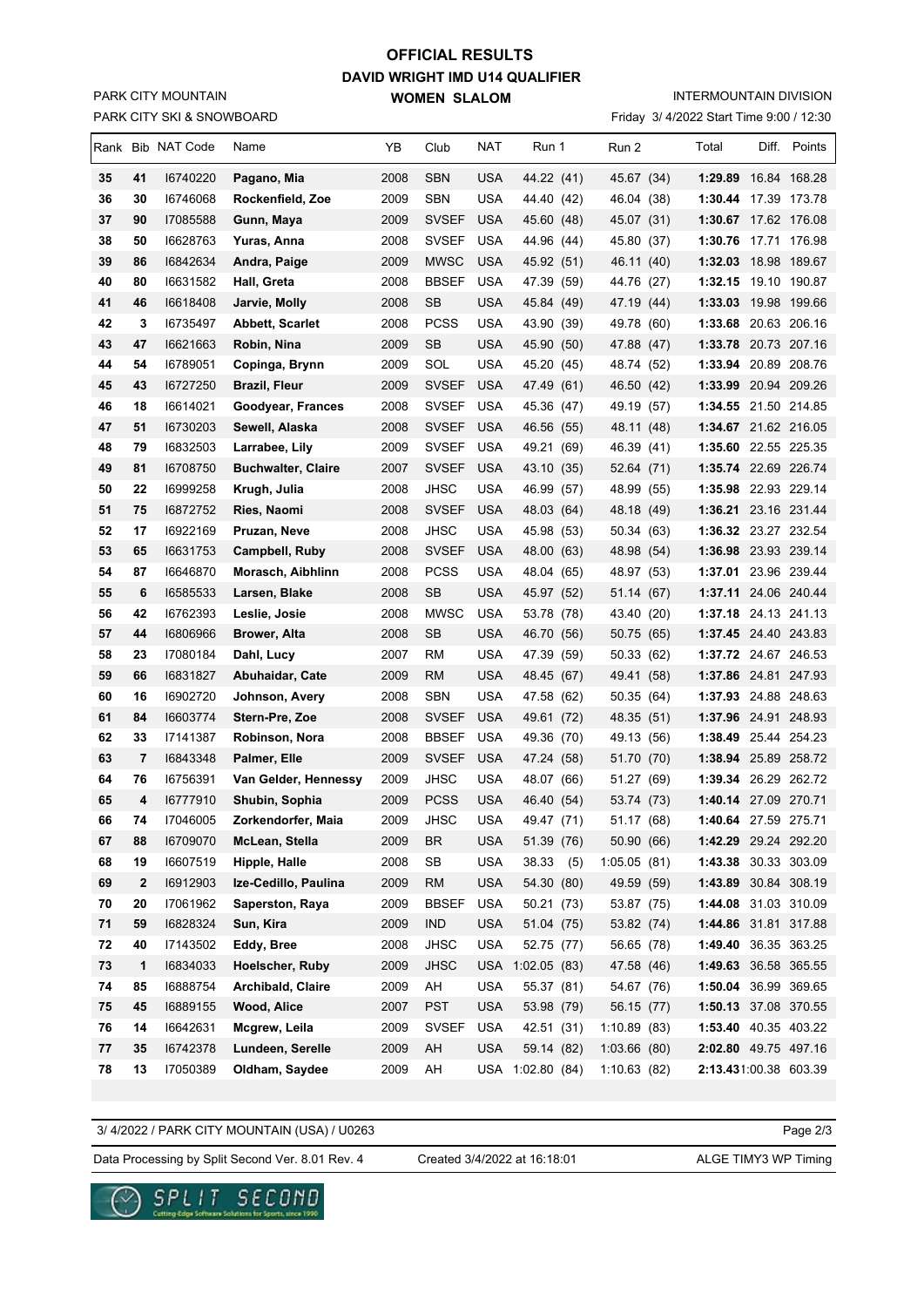# OFFICIAL RESULTS
## DAVID WRIGHT IMD U14 QUALIFIER
### WOMEN SLALOM

PARK CITY MOUNTAIN
PARK CITY SKI & SNOWBOARD

INTERMOUNTAIN DIVISION
Friday 3/ 4/2022 Start Time 9:00 / 12:30

| Rank | Bib | NAT Code | Name | YB | Club | NAT | Run 1 | Run 2 | Total | Diff. | Points |
|---|---|---|---|---|---|---|---|---|---|---|---|
| 35 | 41 | I6740220 | **Pagano, Mia** | 2008 | SBN | USA | 44.22 (41) | 45.67 (34) | **1:29.89** | 16.84 | 168.28 |
| 36 | 30 | I6746068 | **Rockenfield, Zoe** | 2009 | SBN | USA | 44.40 (42) | 46.04 (38) | **1:30.44** | 17.39 | 173.78 |
| 37 | 90 | I7085588 | **Gunn, Maya** | 2009 | SVSEF | USA | 45.60 (48) | 45.07 (31) | **1:30.67** | 17.62 | 176.08 |
| 38 | 50 | I6628763 | **Yuras, Anna** | 2008 | SVSEF | USA | 44.96 (44) | 45.80 (37) | **1:30.76** | 17.71 | 176.98 |
| 39 | 86 | I6842634 | **Andra, Paige** | 2009 | MWSC | USA | 45.92 (51) | 46.11 (40) | **1:32.03** | 18.98 | 189.67 |
| 40 | 80 | I6631582 | **Hall, Greta** | 2008 | BBSEF | USA | 47.39 (59) | 44.76 (27) | **1:32.15** | 19.10 | 190.87 |
| 41 | 46 | I6618408 | **Jarvie, Molly** | 2008 | SB | USA | 45.84 (49) | 47.19 (44) | **1:33.03** | 19.98 | 199.66 |
| 42 | 3 | I6735497 | **Abbett, Scarlet** | 2008 | PCSS | USA | 43.90 (39) | 49.78 (60) | **1:33.68** | 20.63 | 206.16 |
| 43 | 47 | I6621663 | **Robin, Nina** | 2009 | SB | USA | 45.90 (50) | 47.88 (47) | **1:33.78** | 20.73 | 207.16 |
| 44 | 54 | I6789051 | **Copinga, Brynn** | 2009 | SOL | USA | 45.20 (45) | 48.74 (52) | **1:33.94** | 20.89 | 208.76 |
| 45 | 43 | I6727250 | **Brazil, Fleur** | 2009 | SVSEF | USA | 47.49 (61) | 46.50 (42) | **1:33.99** | 20.94 | 209.26 |
| 46 | 18 | I6614021 | **Goodyear, Frances** | 2008 | SVSEF | USA | 45.36 (47) | 49.19 (57) | **1:34.55** | 21.50 | 214.85 |
| 47 | 51 | I6730203 | **Sewell, Alaska** | 2008 | SVSEF | USA | 46.56 (55) | 48.11 (48) | **1:34.67** | 21.62 | 216.05 |
| 48 | 79 | I6832503 | **Larrabee, Lily** | 2009 | SVSEF | USA | 49.21 (69) | 46.39 (41) | **1:35.60** | 22.55 | 225.35 |
| 49 | 81 | I6708750 | **Buchwalter, Claire** | 2007 | SVSEF | USA | 43.10 (35) | 52.64 (71) | **1:35.74** | 22.69 | 226.74 |
| 50 | 22 | I6999258 | **Krugh, Julia** | 2008 | JHSC | USA | 46.99 (57) | 48.99 (55) | **1:35.98** | 22.93 | 229.14 |
| 51 | 75 | I6872752 | **Ries, Naomi** | 2008 | SVSEF | USA | 48.03 (64) | 48.18 (49) | **1:36.21** | 23.16 | 231.44 |
| 52 | 17 | I6922169 | **Pruzan, Neve** | 2008 | JHSC | USA | 45.98 (53) | 50.34 (63) | **1:36.32** | 23.27 | 232.54 |
| 53 | 65 | I6631753 | **Campbell, Ruby** | 2008 | SVSEF | USA | 48.00 (63) | 48.98 (54) | **1:36.98** | 23.93 | 239.14 |
| 54 | 87 | I6646870 | **Morasch, Aibhlinn** | 2008 | PCSS | USA | 48.04 (65) | 48.97 (53) | **1:37.01** | 23.96 | 239.44 |
| 55 | 6 | I6585533 | **Larsen, Blake** | 2008 | SB | USA | 45.97 (52) | 51.14 (67) | **1:37.11** | 24.06 | 240.44 |
| 56 | 42 | I6762393 | **Leslie, Josie** | 2008 | MWSC | USA | 53.78 (78) | 43.40 (20) | **1:37.18** | 24.13 | 241.13 |
| 57 | 44 | I6806966 | **Brower, Alta** | 2008 | SB | USA | 46.70 (56) | 50.75 (65) | **1:37.45** | 24.40 | 243.83 |
| 58 | 23 | I7080184 | **Dahl, Lucy** | 2007 | RM | USA | 47.39 (59) | 50.33 (62) | **1:37.72** | 24.67 | 246.53 |
| 59 | 66 | I6831827 | **Abuhaidar, Cate** | 2009 | RM | USA | 48.45 (67) | 49.41 (58) | **1:37.86** | 24.81 | 247.93 |
| 60 | 16 | I6902720 | **Johnson, Avery** | 2008 | SBN | USA | 47.58 (62) | 50.35 (64) | **1:37.93** | 24.88 | 248.63 |
| 61 | 84 | I6603774 | **Stern-Pre, Zoe** | 2008 | SVSEF | USA | 49.61 (72) | 48.35 (51) | **1:37.96** | 24.91 | 248.93 |
| 62 | 33 | I7141387 | **Robinson, Nora** | 2008 | BBSEF | USA | 49.36 (70) | 49.13 (56) | **1:38.49** | 25.44 | 254.23 |
| 63 | 7 | I6843348 | **Palmer, Elle** | 2009 | SVSEF | USA | 47.24 (58) | 51.70 (70) | **1:38.94** | 25.89 | 258.72 |
| 64 | 76 | I6756391 | **Van Gelder, Hennessy** | 2009 | JHSC | USA | 48.07 (66) | 51.27 (69) | **1:39.34** | 26.29 | 262.72 |
| 65 | 4 | I6777910 | **Shubin, Sophia** | 2009 | PCSS | USA | 46.40 (54) | 53.74 (73) | **1:40.14** | 27.09 | 270.71 |
| 66 | 74 | I7046005 | **Zorkendorfer, Maia** | 2009 | JHSC | USA | 49.47 (71) | 51.17 (68) | **1:40.64** | 27.59 | 275.71 |
| 67 | 88 | I6709070 | **McLean, Stella** | 2009 | BR | USA | 51.39 (76) | 50.90 (66) | **1:42.29** | 29.24 | 292.20 |
| 68 | 19 | I6607519 | **Hipple, Halle** | 2008 | SB | USA | 38.33 (5) | 1:05.05 (81) | **1:43.38** | 30.33 | 303.09 |
| 69 | 2 | I6912903 | **Ize-Cedillo, Paulina** | 2009 | RM | USA | 54.30 (80) | 49.59 (59) | **1:43.89** | 30.84 | 308.19 |
| 70 | 20 | I7061962 | **Saperston, Raya** | 2009 | BBSEF | USA | 50.21 (73) | 53.87 (75) | **1:44.08** | 31.03 | 310.09 |
| 71 | 59 | I6828324 | **Sun, Kira** | 2009 | IND | USA | 51.04 (75) | 53.82 (74) | **1:44.86** | 31.81 | 317.88 |
| 72 | 40 | I7143502 | **Eddy, Bree** | 2008 | JHSC | USA | 52.75 (77) | 56.65 (78) | **1:49.40** | 36.35 | 363.25 |
| 73 | 1 | I6834033 | **Hoelscher, Ruby** | 2009 | JHSC | USA | 1:02.05 (83) | 47.58 (46) | **1:49.63** | 36.58 | 365.55 |
| 74 | 85 | I6888754 | **Archibald, Claire** | 2009 | AH | USA | 55.37 (81) | 54.67 (76) | **1:50.04** | 36.99 | 369.65 |
| 75 | 45 | I6889155 | **Wood, Alice** | 2007 | PST | USA | 53.98 (79) | 56.15 (77) | **1:50.13** | 37.08 | 370.55 |
| 76 | 14 | I6642631 | **Mcgrew, Leila** | 2009 | SVSEF | USA | 42.51 (31) | 1:10.89 (83) | **1:53.40** | 40.35 | 403.22 |
| 77 | 35 | I6742378 | **Lundeen, Serelle** | 2009 | AH | USA | 59.14 (82) | 1:03.66 (80) | **2:02.80** | 49.75 | 497.16 |
| 78 | 13 | I7050389 | **Oldham, Saydee** | 2009 | AH | USA | 1:02.80 (84) | 1:10.63 (82) | **2:13.43** | 1:00.38 | 603.39 |

3/ 4/2022 / PARK CITY MOUNTAIN (USA) / U0263

Data Processing by Split Second Ver. 8.01 Rev. 4 — Created 3/4/2022 at 16:18:01 — ALGE TIMY3 WP Timing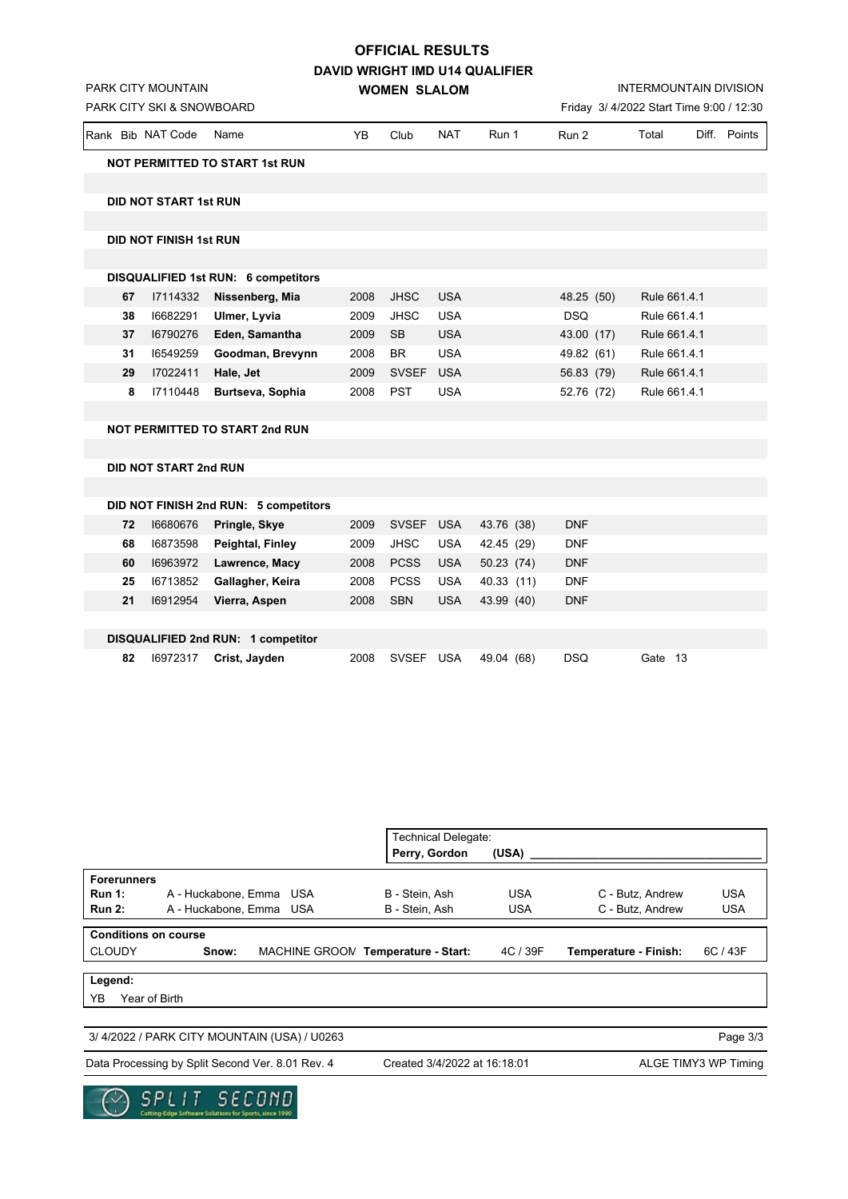# OFFICIAL RESULTS

## DAVID WRIGHT IMD U14 QUALIFIER

### WOMEN SLALOM

PARK CITY MOUNTAIN
PARK CITY SKI & SNOWBOARD

INTERMOUNTAIN DIVISION
Friday 3/ 4/2022 Start Time 9:00 / 12:30

| Rank | Bib | NAT Code | Name | YB | Club | NAT | Run 1 | Run 2 | Total | Diff. | Points |
|---|---|---|---|---|---|---|---|---|---|---|---|
| | | **NOT PERMITTED TO START 1st RUN** | | | | | | | | | |
| | | **DID NOT START 1st RUN** | | | | | | | | | |
| | | **DID NOT FINISH 1st RUN** | | | | | | | | | |
| | | **DISQUALIFIED 1st RUN: 6 competitors** | | | | | | | | | |
| | 67 | I7114332 | **Nissenberg, Mia** | 2008 | JHSC | USA | | 48.25 (50) | Rule 661.4.1 | | |
| | 38 | I6682291 | **Ulmer, Lyvia** | 2009 | JHSC | USA | | DSQ | Rule 661.4.1 | | |
| | 37 | I6790276 | **Eden, Samantha** | 2009 | SB | USA | | 43.00 (17) | Rule 661.4.1 | | |
| | 31 | I6549259 | **Goodman, Brevynn** | 2008 | BR | USA | | 49.82 (61) | Rule 661.4.1 | | |
| | 29 | I7022411 | **Hale, Jet** | 2009 | SVSEF | USA | | 56.83 (79) | Rule 661.4.1 | | |
| | 8 | I7110448 | **Burtseva, Sophia** | 2008 | PST | USA | | 52.76 (72) | Rule 661.4.1 | | |
| | | **NOT PERMITTED TO START 2nd RUN** | | | | | | | | | |
| | | **DID NOT START 2nd RUN** | | | | | | | | | |
| | | **DID NOT FINISH 2nd RUN: 5 competitors** | | | | | | | | | |
| | 72 | I6680676 | **Pringle, Skye** | 2009 | SVSEF | USA | 43.76 (38) | DNF | | | |
| | 68 | I6873598 | **Peightal, Finley** | 2009 | JHSC | USA | 42.45 (29) | DNF | | | |
| | 60 | I6963972 | **Lawrence, Macy** | 2008 | PCSS | USA | 50.23 (74) | DNF | | | |
| | 25 | I6713852 | **Gallagher, Keira** | 2008 | PCSS | USA | 40.33 (11) | DNF | | | |
| | 21 | I6912954 | **Vierra, Aspen** | 2008 | SBN | USA | 43.99 (40) | DNF | | | |
| | | **DISQUALIFIED 2nd RUN: 1 competitor** | | | | | | | | | |
| | 82 | I6972317 | **Crist, Jayden** | 2008 | SVSEF | USA | 49.04 (68) | DSQ | Gate 13 | | |

Technical Delegate:
**Perry, Gordon** **(USA)** ___________________________________

| **Forerunners** | | | | | | |
|---|---|---|---|---|---|---|
| **Run 1:** | A - Huckabone, Emma | USA | B - Stein, Ash | USA | C - Butz, Andrew | USA |
| **Run 2:** | A - Huckabone, Emma | USA | B - Stein, Ash | USA | C - Butz, Andrew | USA |

| **Conditions on course** | | | | | | |
|---|---|---|---|---|---|---|
| CLOUDY | **Snow:** | MACHINE GROOM | **Temperature - Start:** | 4C / 39F | **Temperature - Finish:** | 6C / 43F |

**Legend:**
YB Year of Birth

3/ 4/2022 / PARK CITY MOUNTAIN (USA) / U0263

Data Processing by Split Second Ver. 8.01 Rev. 4 — Created 3/4/2022 at 16:18:01 — ALGE TIMY3 WP Timing